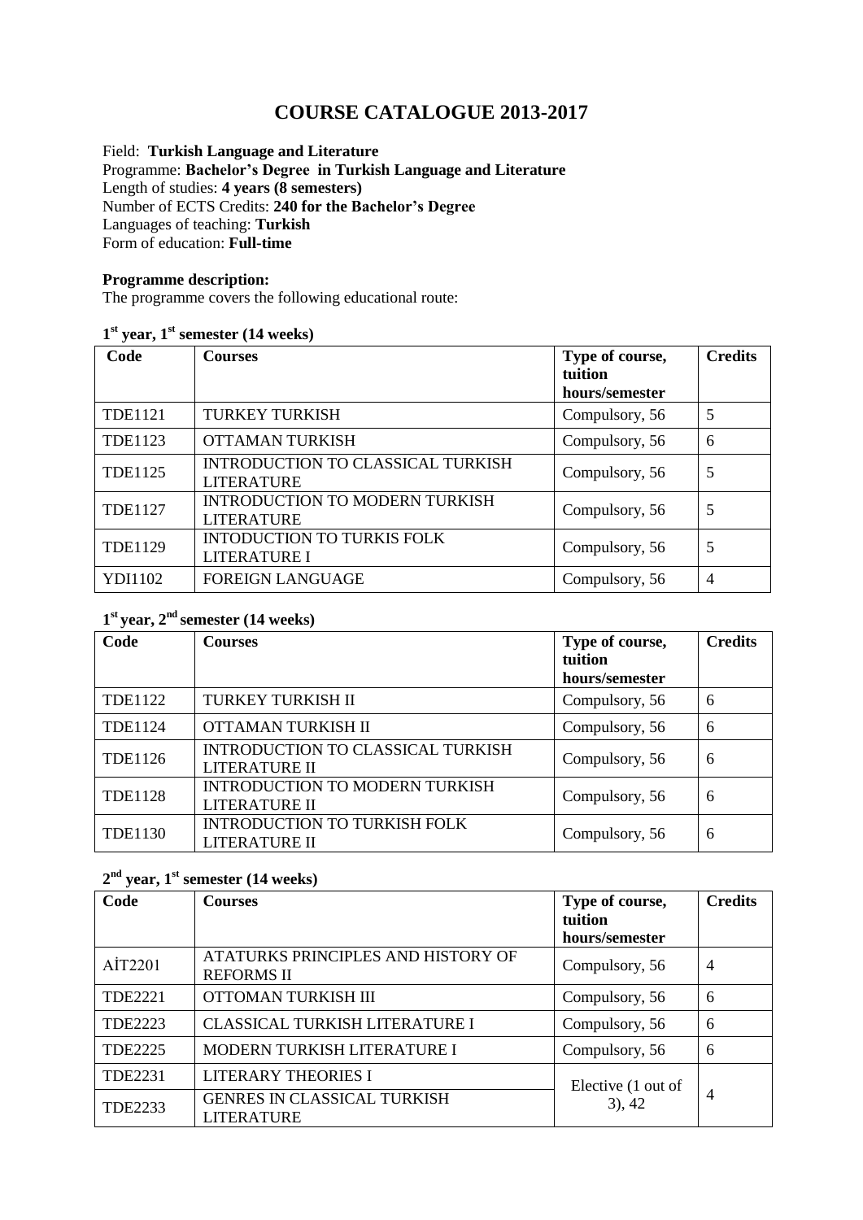# COURSE CATALOGUE 2013-2017

Field: **Turkish Language and Literature**
Programme: **Bachelor's Degree in Turkish Language and Literature**
Length of studies: **4 years (8 semesters)**
Number of ECTS Credits: **240 for the Bachelor's Degree**
Languages of teaching: **Turkish**
Form of education: **Full-time**

**Programme description:**
The programme covers the following educational route:

### 1st year, 1st semester (14 weeks)

| Code | Courses | Type of course, tuition hours/semester | Credits |
|---|---|---|---|
| TDE1121 | TURKEY TURKISH | Compulsory, 56 | 5 |
| TDE1123 | OTTAMAN TURKISH | Compulsory, 56 | 6 |
| TDE1125 | INTRODUCTION TO CLASSICAL TURKISH LITERATURE | Compulsory, 56 | 5 |
| TDE1127 | INTRODUCTION TO MODERN TURKISH LITERATURE | Compulsory, 56 | 5 |
| TDE1129 | INTODUCTION TO TURKIS FOLK LITERATURE I | Compulsory, 56 | 5 |
| YDI1102 | FOREIGN LANGUAGE | Compulsory, 56 | 4 |

### 1st year, 2nd semester (14 weeks)

| Code | Courses | Type of course, tuition hours/semester | Credits |
|---|---|---|---|
| TDE1122 | TURKEY TURKISH II | Compulsory, 56 | 6 |
| TDE1124 | OTTAMAN TURKISH II | Compulsory, 56 | 6 |
| TDE1126 | INTRODUCTION TO CLASSICAL TURKISH LITERATURE II | Compulsory, 56 | 6 |
| TDE1128 | INTRODUCTION TO MODERN TURKISH LITERATURE II | Compulsory, 56 | 6 |
| TDE1130 | INTRODUCTION TO TURKISH FOLK LITERATURE II | Compulsory, 56 | 6 |

### 2nd year, 1st semester (14 weeks)

| Code | Courses | Type of course, tuition hours/semester | Credits |
|---|---|---|---|
| AİT2201 | ATATURKS PRINCIPLES AND HISTORY OF REFORMS II | Compulsory, 56 | 4 |
| TDE2221 | OTTOMAN TURKISH III | Compulsory, 56 | 6 |
| TDE2223 | CLASSICAL TURKISH LITERATURE I | Compulsory, 56 | 6 |
| TDE2225 | MODERN TURKISH LITERATURE I | Compulsory, 56 | 6 |
| TDE2231 | LITERARY THEORIES I | Elective (1 out of 3), 42 | 4 |
| TDE2233 | GENRES IN CLASSICAL TURKISH LITERATURE | | |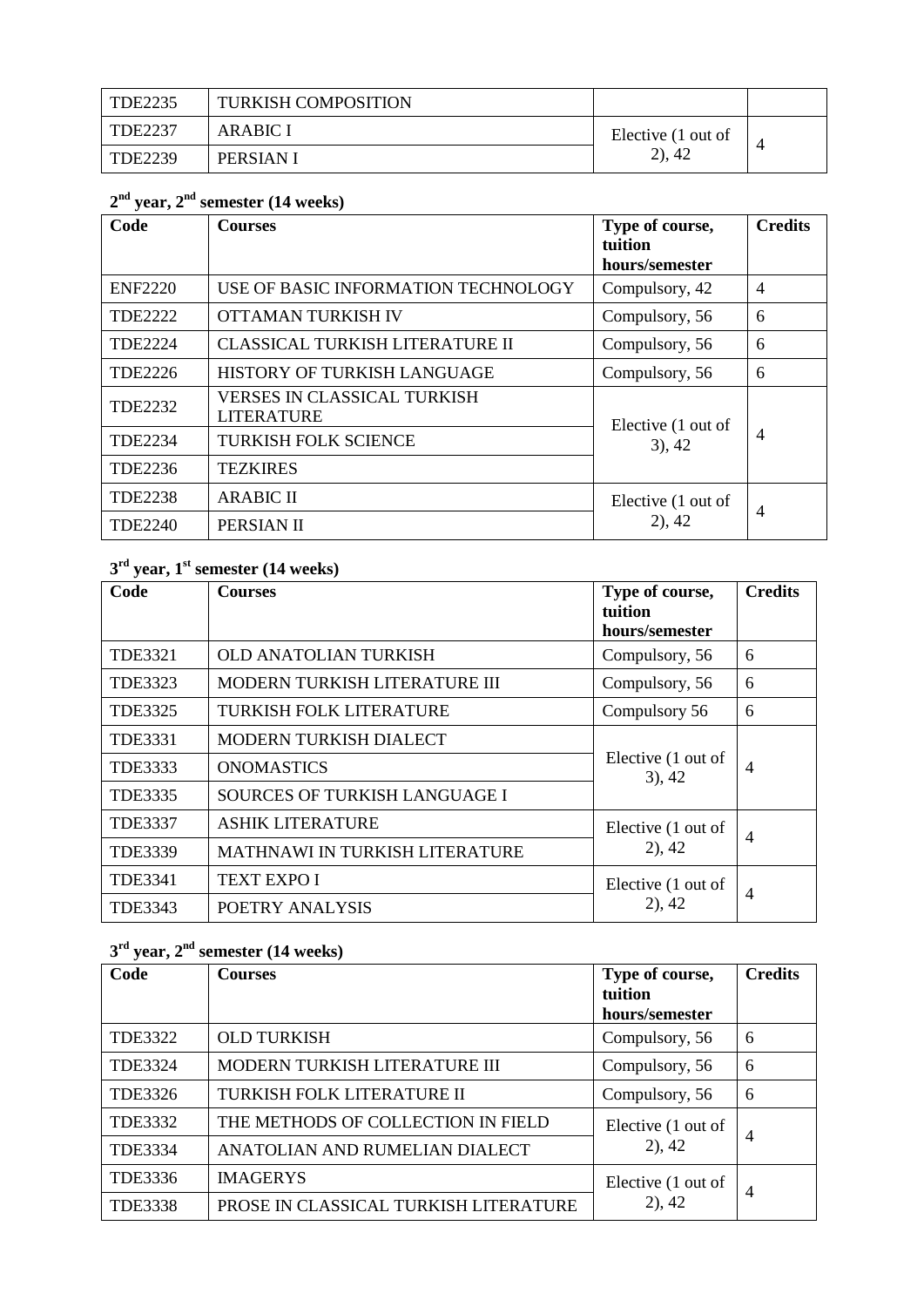| | | | |
|---|---|---|---|
| TDE2235 | TURKISH COMPOSITION | | |
| TDE2237 | ARABIC I | Elective (1 out of 2), 42 | 4 |
| TDE2239 | PERSIAN I | | |

### 2nd year, 2nd semester (14 weeks)

| Code | Courses | Type of course, tuition hours/semester | Credits |
|---|---|---|---|
| ENF2220 | USE OF BASIC INFORMATION TECHNOLOGY | Compulsory, 42 | 4 |
| TDE2222 | OTTAMAN TURKISH IV | Compulsory, 56 | 6 |
| TDE2224 | CLASSICAL TURKISH LITERATURE II | Compulsory, 56 | 6 |
| TDE2226 | HISTORY OF TURKISH LANGUAGE | Compulsory, 56 | 6 |
| TDE2232 | VERSES IN CLASSICAL TURKISH LITERATURE | Elective (1 out of 3), 42 | 4 |
| TDE2234 | TURKISH FOLK SCIENCE | | |
| TDE2236 | TEZKIRES | | |
| TDE2238 | ARABIC II | Elective (1 out of 2), 42 | 4 |
| TDE2240 | PERSIAN II | | |

### 3rd year, 1st semester (14 weeks)

| Code | Courses | Type of course, tuition hours/semester | Credits |
|---|---|---|---|
| TDE3321 | OLD ANATOLIAN TURKISH | Compulsory, 56 | 6 |
| TDE3323 | MODERN TURKISH LITERATURE III | Compulsory, 56 | 6 |
| TDE3325 | TURKISH FOLK LITERATURE | Compulsory 56 | 6 |
| TDE3331 | MODERN TURKISH DIALECT | Elective (1 out of 3), 42 | 4 |
| TDE3333 | ONOMASTICS | | |
| TDE3335 | SOURCES OF TURKISH LANGUAGE I | | |
| TDE3337 | ASHIK LITERATURE | Elective (1 out of 2), 42 | 4 |
| TDE3339 | MATHNAWI IN TURKISH LITERATURE | | |
| TDE3341 | TEXT EXPO I | Elective (1 out of 2), 42 | 4 |
| TDE3343 | POETRY ANALYSIS | | |

### 3rd year, 2nd semester (14 weeks)

| Code | Courses | Type of course, tuition hours/semester | Credits |
|---|---|---|---|
| TDE3322 | OLD TURKISH | Compulsory, 56 | 6 |
| TDE3324 | MODERN TURKISH LITERATURE III | Compulsory, 56 | 6 |
| TDE3326 | TURKISH FOLK LITERATURE II | Compulsory, 56 | 6 |
| TDE3332 | THE METHODS OF COLLECTION IN FIELD | Elective (1 out of 2), 42 | 4 |
| TDE3334 | ANATOLIAN AND RUMELIAN DIALECT | | |
| TDE3336 | IMAGERYS | Elective (1 out of 2), 42 | 4 |
| TDE3338 | PROSE IN CLASSICAL TURKISH LITERATURE | | |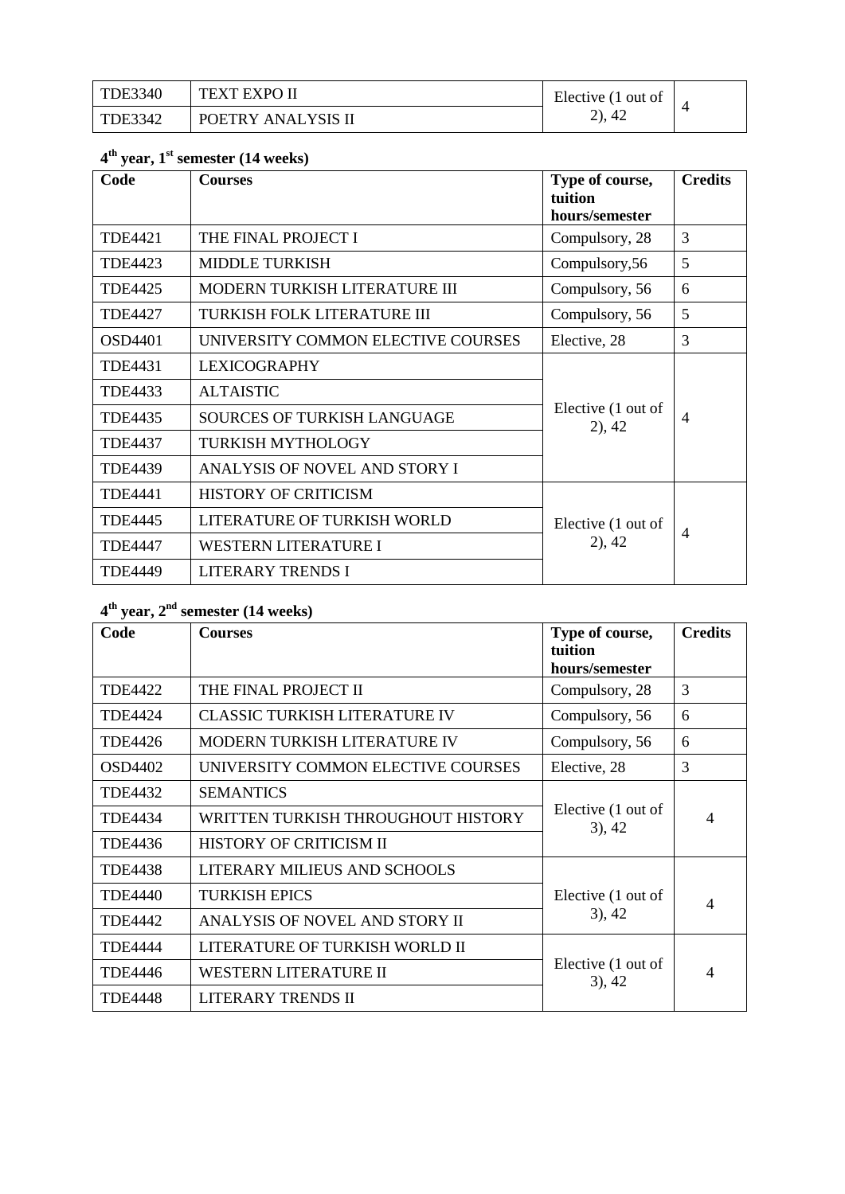| | | | |
|---|---|---|---|
| TDE3340 | TEXT EXPO II | Elective (1 out of 2), 42 | 4 |
| TDE3342 | POETRY ANALYSIS II | | |

**4th year, 1st semester (14 weeks)**

| Code | Courses | Type of course, tuition hours/semester | Credits |
|---|---|---|---|
| TDE4421 | THE FINAL PROJECT I | Compulsory, 28 | 3 |
| TDE4423 | MIDDLE TURKISH | Compulsory,56 | 5 |
| TDE4425 | MODERN TURKISH LITERATURE III | Compulsory, 56 | 6 |
| TDE4427 | TURKISH FOLK LITERATURE III | Compulsory, 56 | 5 |
| OSD4401 | UNIVERSITY COMMON ELECTIVE COURSES | Elective, 28 | 3 |
| TDE4431 | LEXICOGRAPHY | Elective (1 out of 2), 42 | 4 |
| TDE4433 | ALTAISTIC | | |
| TDE4435 | SOURCES OF TURKISH LANGUAGE | | |
| TDE4437 | TURKISH MYTHOLOGY | | |
| TDE4439 | ANALYSIS OF NOVEL AND STORY I | | |
| TDE4441 | HISTORY OF CRITICISM | Elective (1 out of 2), 42 | 4 |
| TDE4445 | LITERATURE OF TURKISH WORLD | | |
| TDE4447 | WESTERN LITERATURE I | | |
| TDE4449 | LITERARY TRENDS I | | |

**4th year, 2nd semester (14 weeks)**

| Code | Courses | Type of course, tuition hours/semester | Credits |
|---|---|---|---|
| TDE4422 | THE FINAL PROJECT II | Compulsory, 28 | 3 |
| TDE4424 | CLASSIC TURKISH LITERATURE IV | Compulsory, 56 | 6 |
| TDE4426 | MODERN TURKISH LITERATURE IV | Compulsory, 56 | 6 |
| OSD4402 | UNIVERSITY COMMON ELECTIVE COURSES | Elective, 28 | 3 |
| TDE4432 | SEMANTICS | Elective (1 out of 3), 42 | 4 |
| TDE4434 | WRITTEN TURKISH THROUGHOUT HISTORY | | |
| TDE4436 | HISTORY OF CRITICISM II | | |
| TDE4438 | LITERARY MILIEUS AND SCHOOLS | Elective (1 out of 3), 42 | 4 |
| TDE4440 | TURKISH EPICS | | |
| TDE4442 | ANALYSIS OF NOVEL AND STORY II | | |
| TDE4444 | LITERATURE OF TURKISH WORLD II | Elective (1 out of 3), 42 | 4 |
| TDE4446 | WESTERN LITERATURE II | | |
| TDE4448 | LITERARY TRENDS II | | |